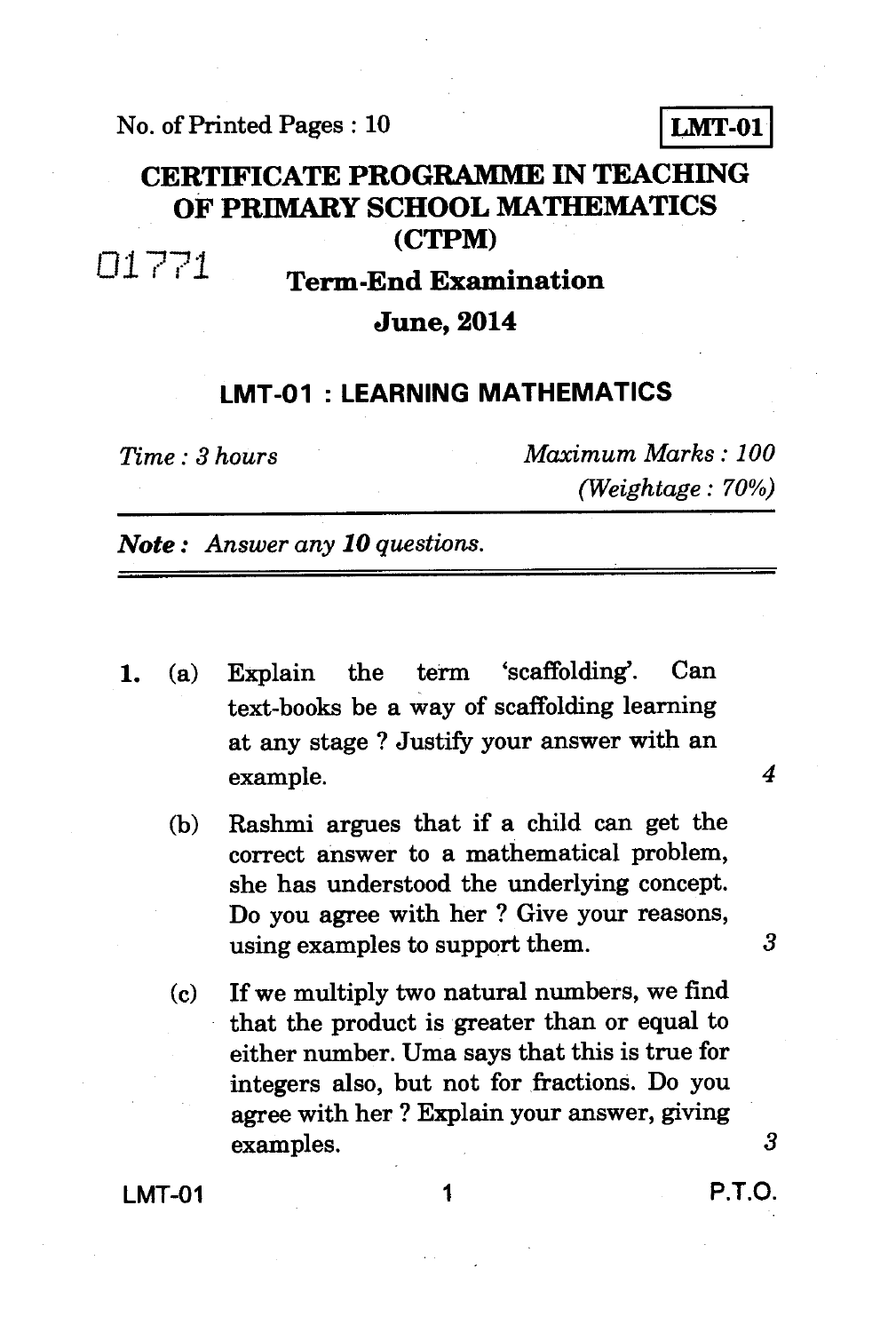No. of Printed Pages : 10

**LMT-01**

# CERTIFICATE PROGRAMME IN TEACHING OF PRIMARY SCHOOL MATHEMATICS (CTPM)

01771

## Term-End Examination

## June, 2014

## LMT-01 : LEARNING MATHEMATICS

*Time : 3 hours* *Maximum Marks : 100*

*(Weightage : 70%)*

***Note :*** *Answer any **10** questions.*

1. (a) Explain the term 'scaffolding'. Can text-books be a way of scaffolding learning at any stage ? Justify your answer with an example. 4

   (b) Rashmi argues that if a child can get the correct answer to a mathematical problem, she has understood the underlying concept. Do you agree with her ? Give your reasons, using examples to support them. 3

   (c) If we multiply two natural numbers, we find that the product is greater than or equal to either number. Uma says that this is true for integers also, but not for fractions. Do you agree with her ? Explain your answer, giving examples. 3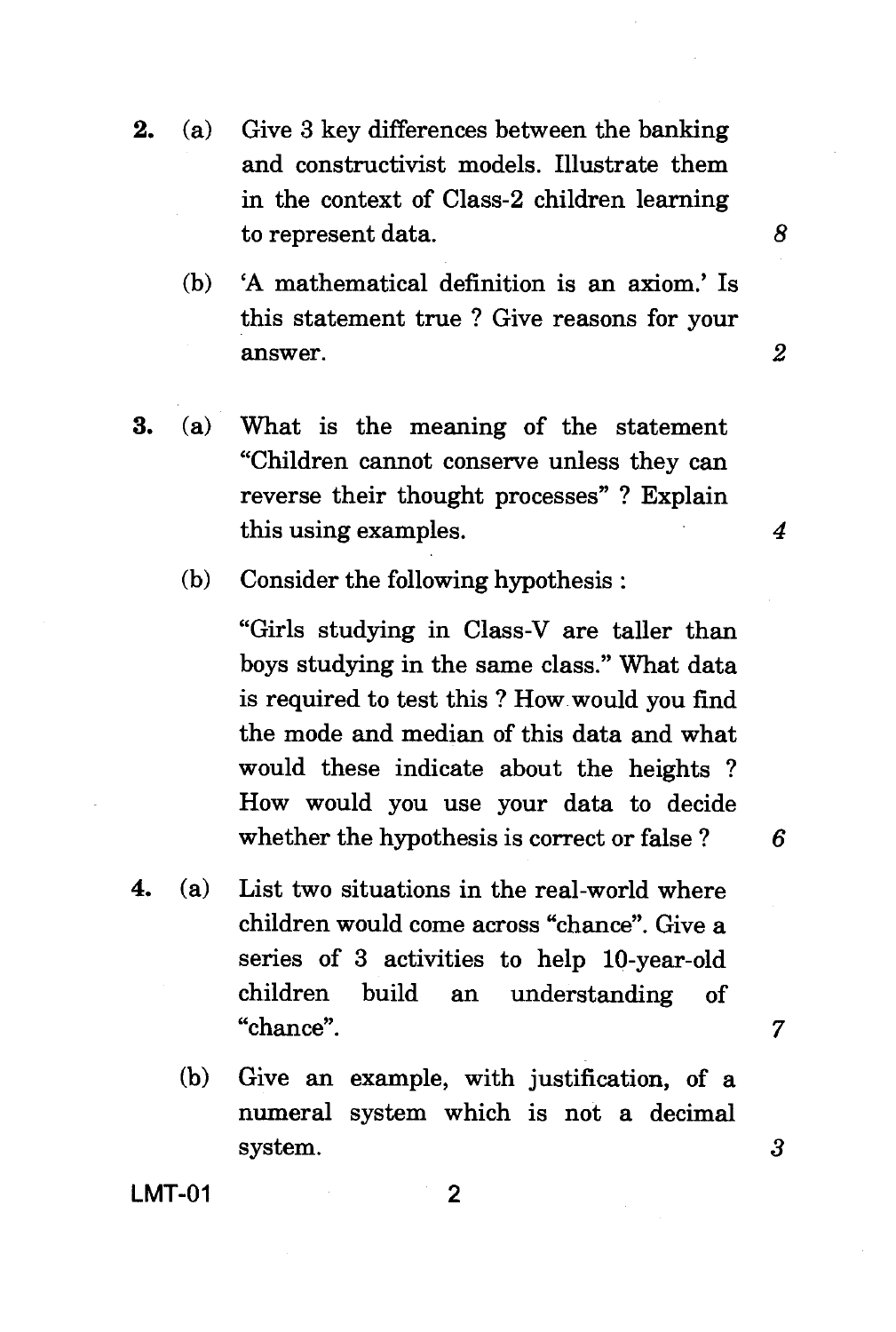2. (a) Give 3 key differences between the banking and constructivist models. Illustrate them in the context of Class-2 children learning to represent data. 8

   (b) 'A mathematical definition is an axiom.' Is this statement true ? Give reasons for your answer. 2

3. (a) What is the meaning of the statement "Children cannot conserve unless they can reverse their thought processes" ? Explain this using examples. 4

   (b) Consider the following hypothesis :

   "Girls studying in Class-V are taller than boys studying in the same class." What data is required to test this ? How would you find the mode and median of this data and what would these indicate about the heights ? How would you use your data to decide whether the hypothesis is correct or false ? 6

4. (a) List two situations in the real-world where children would come across "chance". Give a series of 3 activities to help 10-year-old children build an understanding of "chance". 7

   (b) Give an example, with justification, of a numeral system which is not a decimal system. 3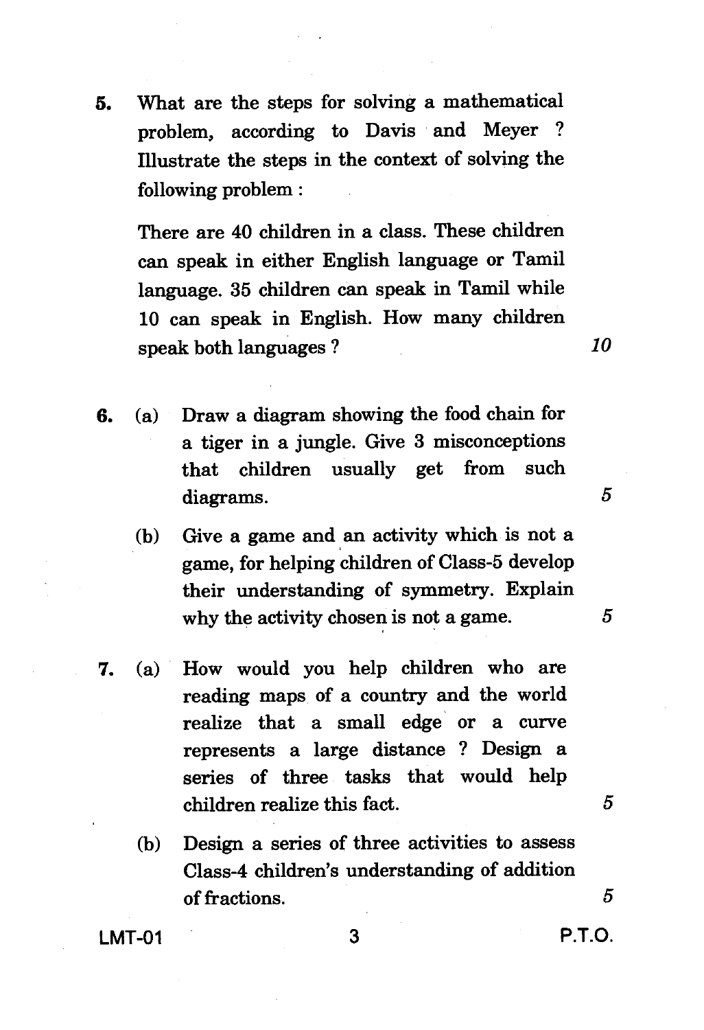5. What are the steps for solving a mathematical problem, according to Davis and Meyer ? Illustrate the steps in the context of solving the following problem :

   There are 40 children in a class. These children can speak in either English language or Tamil language. 35 children can speak in Tamil while 10 can speak in English. How many children speak both languages ? *10*

6. (a) Draw a diagram showing the food chain for a tiger in a jungle. Give 3 misconceptions that children usually get from such diagrams. *5*

   (b) Give a game and an activity which is not a game, for helping children of Class-5 develop their understanding of symmetry. Explain why the activity chosen is not a game. *5*

7. (a) How would you help children who are reading maps of a country and the world realize that a small edge or a curve represents a large distance ? Design a series of three tasks that would help children realize this fact. *5*

   (b) Design a series of three activities to assess Class-4 children's understanding of addition of fractions. *5*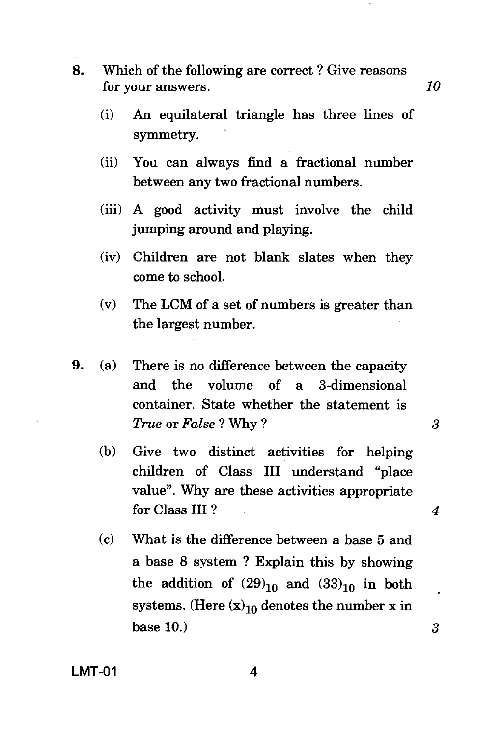8. Which of the following are correct ? Give reasons for your answers. *10*

   (i) An equilateral triangle has three lines of symmetry.

   (ii) You can always find a fractional number between any two fractional numbers.

   (iii) A good activity must involve the child jumping around and playing.

   (iv) Children are not blank slates when they come to school.

   (v) The LCM of a set of numbers is greater than the largest number.

9. (a) There is no difference between the capacity and the volume of a 3-dimensional container. State whether the statement is *True* or *False* ? Why ? *3*

   (b) Give two distinct activities for helping children of Class III understand "place value". Why are these activities appropriate for Class III ? *4*

   (c) What is the difference between a base 5 and a base 8 system ? Explain this by showing the addition of $(29)_{10}$ and $(33)_{10}$ in both systems. (Here $(x)_{10}$ denotes the number x in base 10.) *3*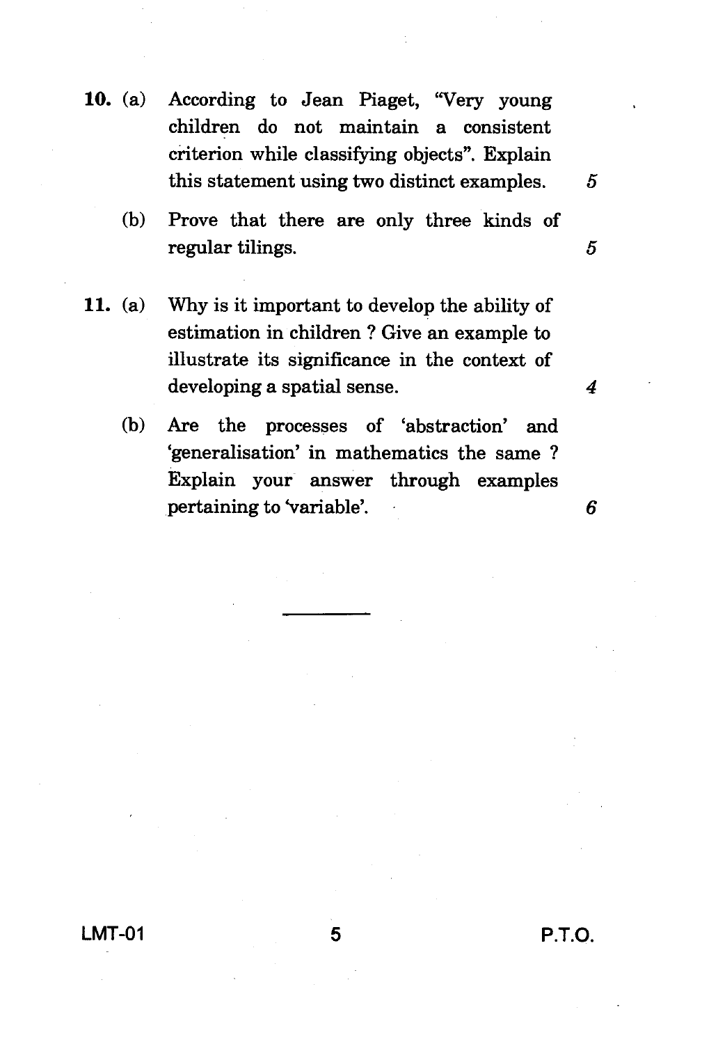10. (a) According to Jean Piaget, "Very young children do not maintain a consistent criterion while classifying objects". Explain this statement using two distinct examples. *5*

    (b) Prove that there are only three kinds of regular tilings. *5*

11. (a) Why is it important to develop the ability of estimation in children ? Give an example to illustrate its significance in the context of developing a spatial sense. *4*

    (b) Are the processes of 'abstraction' and 'generalisation' in mathematics the same ? Explain your answer through examples pertaining to 'variable'. *6*

---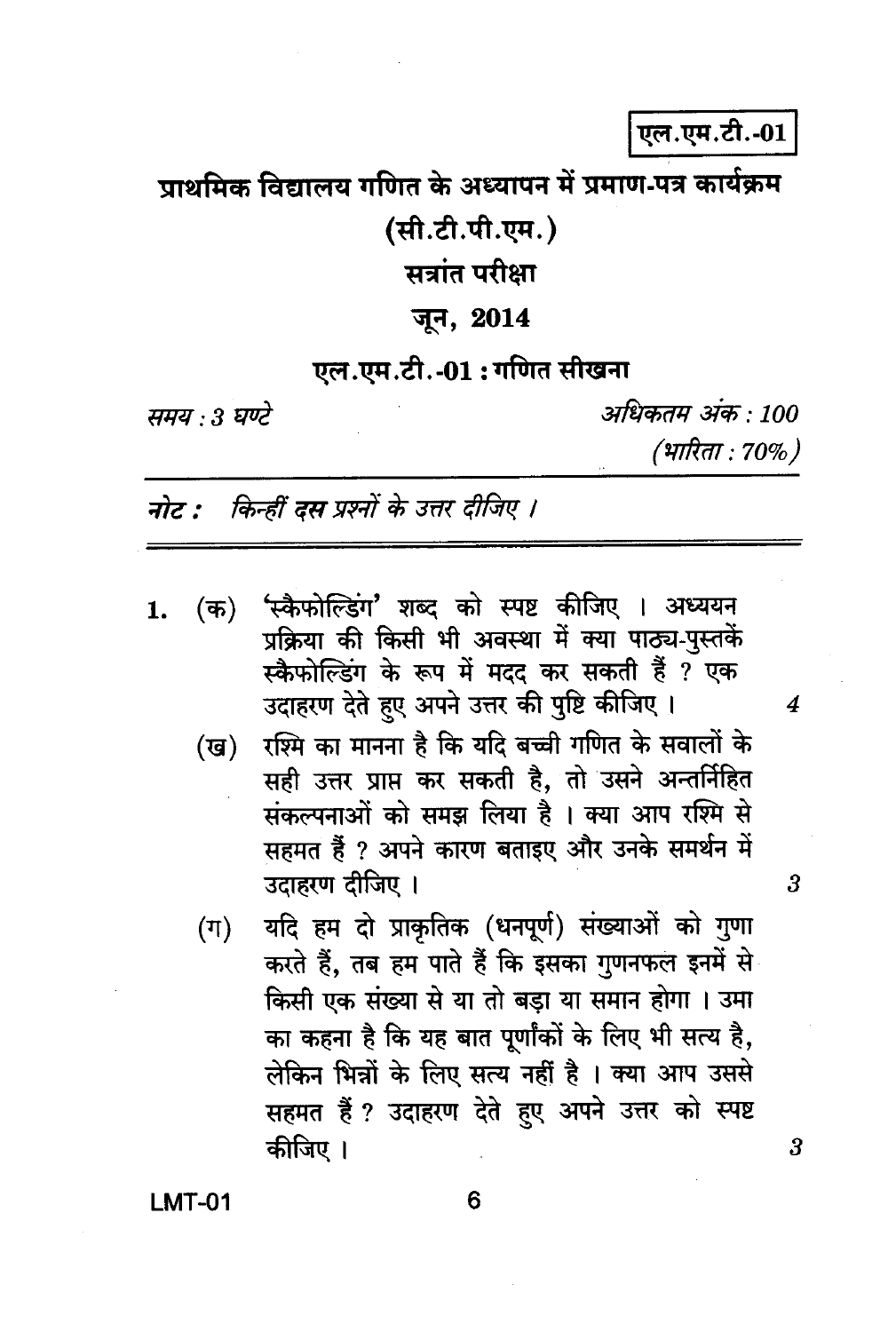एल.एम.टी.-01

# प्राथमिक विद्यालय गणित के अध्यापन में प्रमाण-पत्र कार्यक्रम

## (सी.टी.पी.एम.)

## सत्रांत परीक्षा

## जून, 2014

### एल.एम.टी.-01 : गणित सीखना

*समय : 3 घण्टे* *अधिकतम अंक : 100*

*(भारिता : 70%)*

*नोट : किन्हीं दस प्रश्नों के उत्तर दीजिए ।*

---

1. (क) 'स्कैफोल्डिंग' शब्द को स्पष्ट कीजिए । अध्ययन प्रक्रिया की किसी भी अवस्था में क्या पाठ्य-पुस्तकें स्कैफोल्डिंग के रूप में मदद कर सकती हैं ? एक उदाहरण देते हुए अपने उत्तर की पुष्टि कीजिए । 4

   (ख) रश्मि का मानना है कि यदि बच्ची गणित के सवालों के सही उत्तर प्राप्त कर सकती है, तो उसने अन्तर्निहित संकल्पनाओं को समझ लिया है । क्या आप रश्मि से सहमत हैं ? अपने कारण बताइए और उनके समर्थन में उदाहरण दीजिए । 3

   (ग) यदि हम दो प्राकृतिक (धनपूर्ण) संख्याओं को गुणा करते हैं, तब हम पाते हैं कि इसका गुणनफल इनमें से किसी एक संख्या से या तो बड़ा या समान होगा । उमा का कहना है कि यह बात पूर्णांकों के लिए भी सत्य है, लेकिन भिन्नों के लिए सत्य नहीं है । क्या आप उससे सहमत हैं ? उदाहरण देते हुए अपने उत्तर को स्पष्ट कीजिए । 3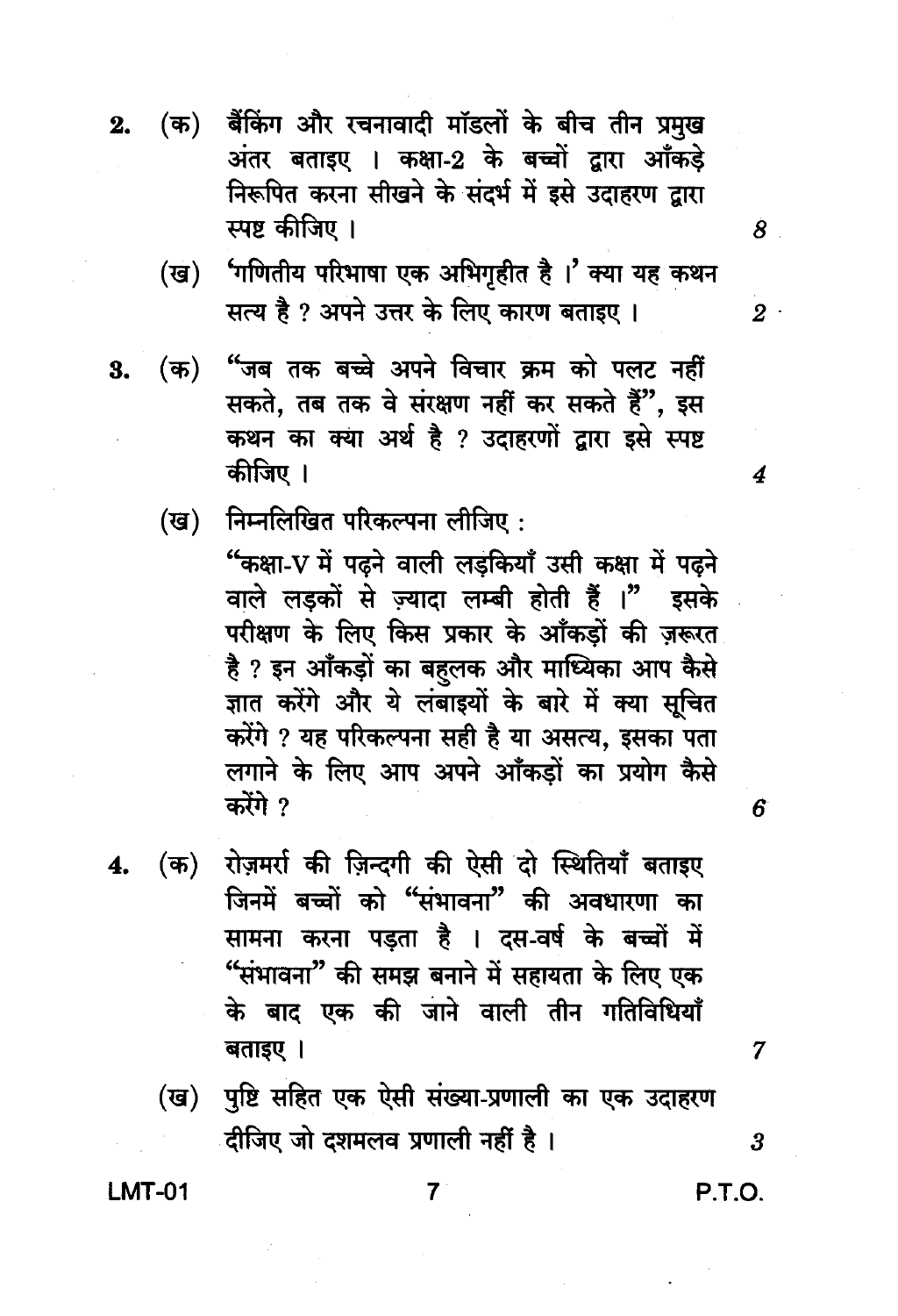2. (क) बैंकिंग और रचनावादी मॉडलों के बीच तीन प्रमुख अंतर बताइए । कक्षा-2 के बच्चों द्वारा आँकड़े निरूपित करना सीखने के संदर्भ में इसे उदाहरण द्वारा स्पष्ट कीजिए । 8

   (ख) 'गणितीय परिभाषा एक अभिगृहीत है ।' क्या यह कथन सत्य है ? अपने उत्तर के लिए कारण बताइए । 2

3. (क) "जब तक बच्चे अपने विचार क्रम को पलट नहीं सकते, तब तक वे संरक्षण नहीं कर सकते हैं", इस कथन का क्या अर्थ है ? उदाहरणों द्वारा इसे स्पष्ट कीजिए । 4

   (ख) निम्नलिखित परिकल्पना लीजिए :

   "कक्षा-V में पढ़ने वाली लड़कियाँ उसी कक्षा में पढ़ने वाले लड़कों से ज़्यादा लम्बी होती हैं ।" इसके परीक्षण के लिए किस प्रकार के आँकड़ों की ज़रूरत है ? इन आँकड़ों का बहुलक और माध्यिका आप कैसे ज्ञात करेंगे और ये लंबाइयों के बारे में क्या सूचित करेंगे ? यह परिकल्पना सही है या असत्य, इसका पता लगाने के लिए आप अपने आँकड़ों का प्रयोग कैसे करेंगे ? 6

4. (क) रोज़मर्रा की ज़िन्दगी की ऐसी दो स्थितियाँ बताइए जिनमें बच्चों को "संभावना" की अवधारणा का सामना करना पड़ता है । दस-वर्ष के बच्चों में "संभावना" की समझ बनाने में सहायता के लिए एक के बाद एक की जाने वाली तीन गतिविधियाँ बताइए । 7

   (ख) पुष्टि सहित एक ऐसी संख्या-प्रणाली का एक उदाहरण दीजिए जो दशमलव प्रणाली नहीं है । 3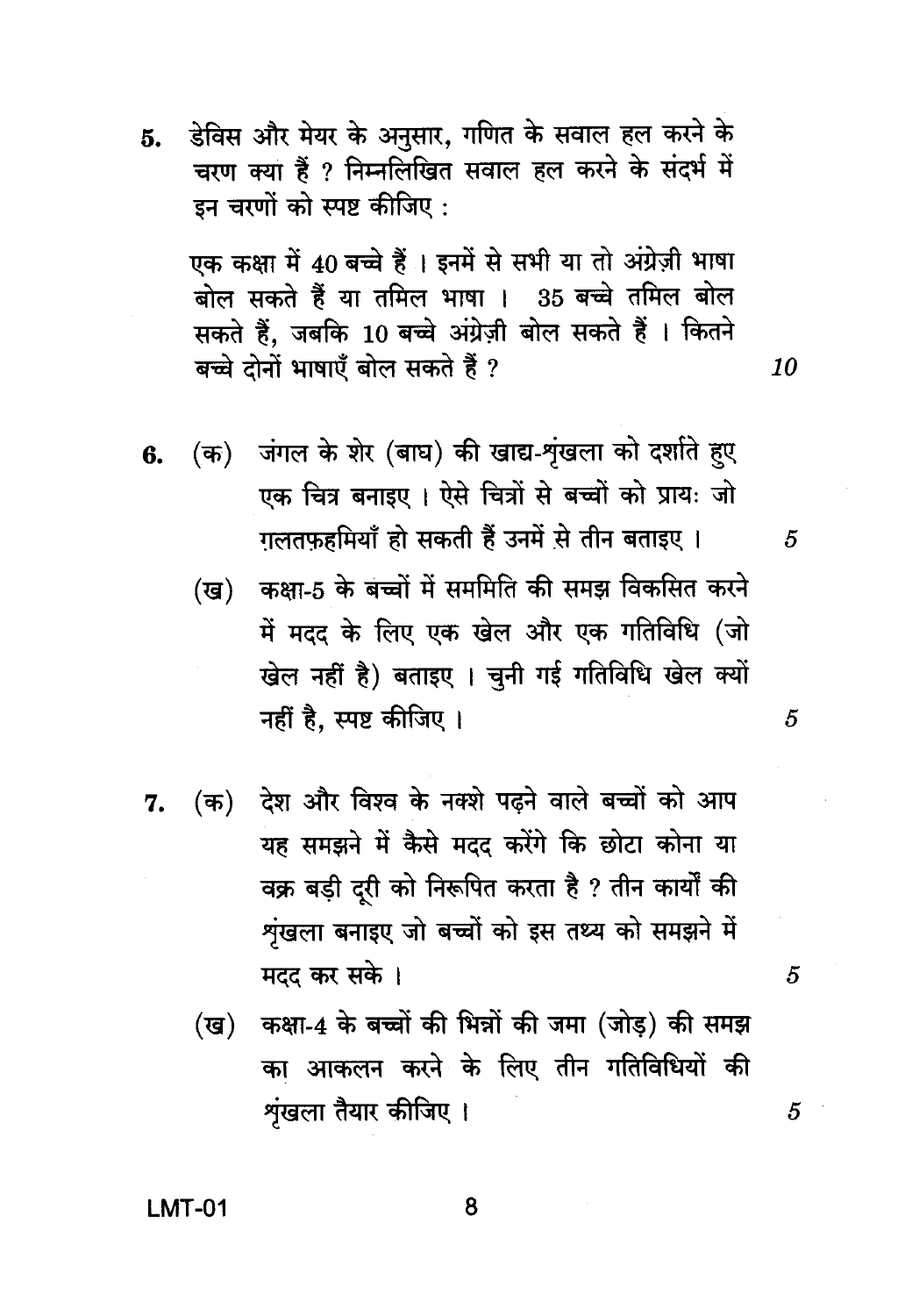5. डेविस और मेयर के अनुसार, गणित के सवाल हल करने के चरण क्या हैं ? निम्नलिखित सवाल हल करने के संदर्भ में इन चरणों को स्पष्ट कीजिए :

   एक कक्षा में 40 बच्चे हैं । इनमें से सभी या तो अंग्रेज़ी भाषा बोल सकते हैं या तमिल भाषा । 35 बच्चे तमिल बोल सकते हैं, जबकि 10 बच्चे अंग्रेज़ी बोल सकते हैं । कितने बच्चे दोनों भाषाएँ बोल सकते हैं ? *10*

6. (क) जंगल के शेर (बाघ) की खाद्य-शृंखला को दर्शाते हुए एक चित्र बनाइए । ऐसे चित्रों से बच्चों को प्रायः जो ग़लतफ़हमियाँ हो सकती हैं उनमें से तीन बताइए । *5*

   (ख) कक्षा-5 के बच्चों में सममिति की समझ विकसित करने में मदद के लिए एक खेल और एक गतिविधि (जो खेल नहीं है) बताइए । चुनी गई गतिविधि खेल क्यों नहीं है, स्पष्ट कीजिए । *5*

7. (क) देश और विश्व के नक्शे पढ़ने वाले बच्चों को आप यह समझने में कैसे मदद करेंगे कि छोटा कोना या वक्र बड़ी दूरी को निरूपित करता है ? तीन कार्यों की शृंखला बनाइए जो बच्चों को इस तथ्य को समझने में मदद कर सके । *5*

   (ख) कक्षा-4 के बच्चों की भिन्नों की जमा (जोड़) की समझ का आकलन करने के लिए तीन गतिविधियों की शृंखला तैयार कीजिए । *5*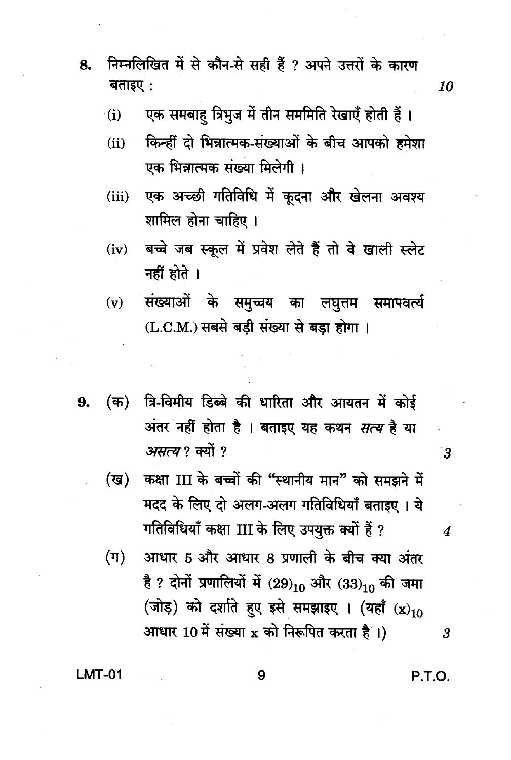8. निम्नलिखित में से कौन-से सही हैं ? अपने उत्तरों के कारण बताइए : 10

   (i) एक समबाहु त्रिभुज में तीन सममिति रेखाएँ होती हैं ।

   (ii) किन्हीं दो भिन्नात्मक-संख्याओं के बीच आपको हमेशा एक भिन्नात्मक संख्या मिलेगी ।

   (iii) एक अच्छी गतिविधि में कूदना और खेलना अवश्य शामिल होना चाहिए ।

   (iv) बच्चे जब स्कूल में प्रवेश लेते हैं तो वे खाली स्लेट नहीं होते ।

   (v) संख्याओं के समुच्चय का लघुत्तम समापवर्त्य (L.C.M.) सबसे बड़ी संख्या से बड़ा होगा ।

9. (क) त्रि-विमीय डिब्बे की धारिता और आयतन में कोई अंतर नहीं होता है । बताइए यह कथन *सत्य* है या *असत्य* ? क्यों ? 3

   (ख) कक्षा III के बच्चों की "स्थानीय मान" को समझने में मदद के लिए दो अलग-अलग गतिविधियाँ बताइए । ये गतिविधियाँ कक्षा III के लिए उपयुक्त क्यों हैं ? 4

   (ग) आधार 5 और आधार 8 प्रणाली के बीच क्या अंतर है ? दोनों प्रणालियों में $(29)_{10}$ और $(33)_{10}$ की जमा (जोड़) को दर्शाते हुए इसे समझाइए । (यहाँ $(x)_{10}$ आधार 10 में संख्या x को निरूपित करता है ।) 3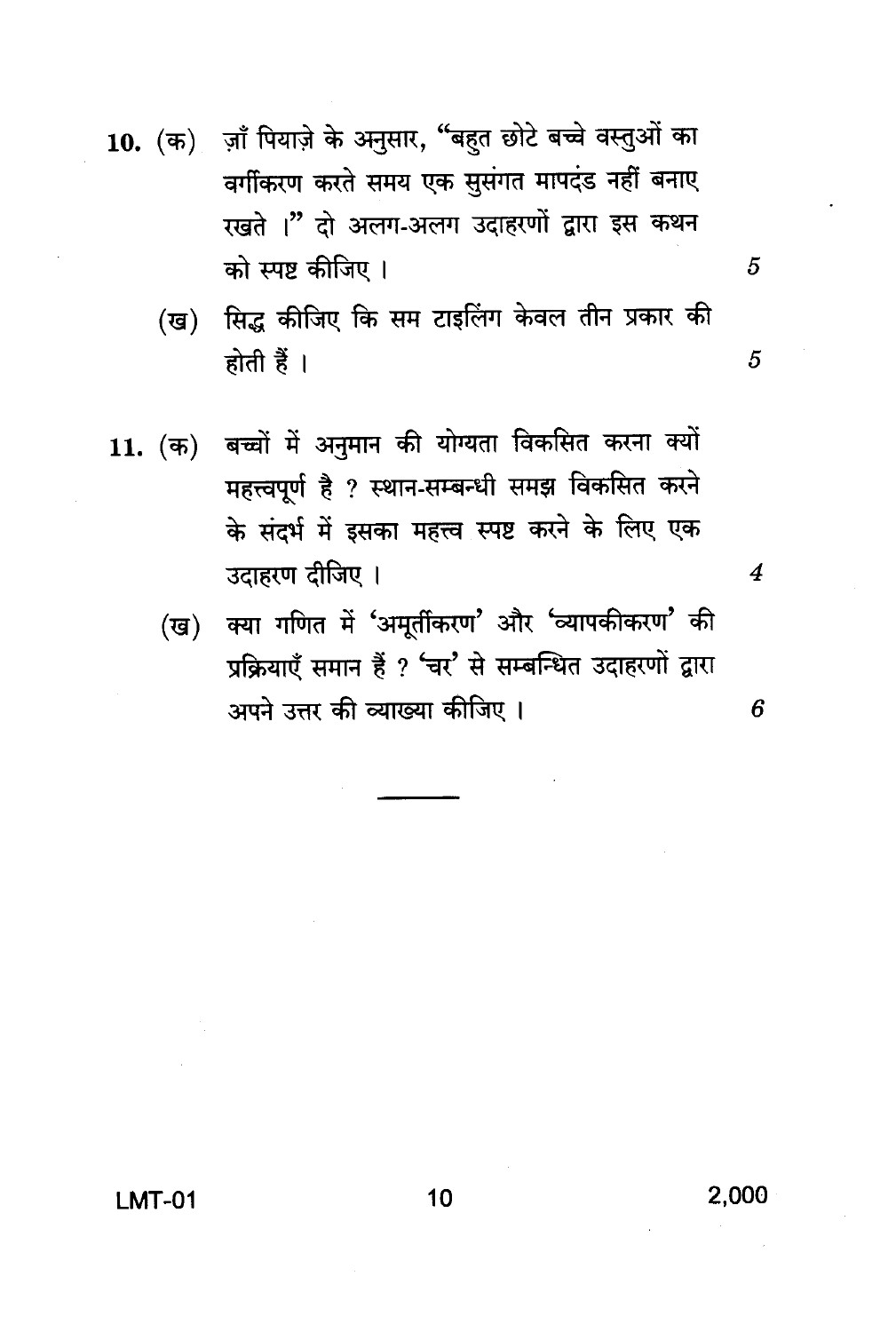10. (क) ज़ाँ पियाज़े के अनुसार, "बहुत छोटे बच्चे वस्तुओं का वर्गीकरण करते समय एक सुसंगत मापदंड नहीं बनाए रखते ।" दो अलग-अलग उदाहरणों द्वारा इस कथन को स्पष्ट कीजिए । 5

(ख) सिद्ध कीजिए कि सम टाइलिंग केवल तीन प्रकार की होती हैं । 5

11. (क) बच्चों में अनुमान की योग्यता विकसित करना क्यों महत्त्वपूर्ण है ? स्थान-सम्बन्धी समझ विकसित करने के संदर्भ में इसका महत्त्व स्पष्ट करने के लिए एक उदाहरण दीजिए । 4

(ख) क्या गणित में 'अमूर्तीकरण' और 'व्यापकीकरण' की प्रक्रियाएँ समान हैं ? 'चर' से सम्बन्धित उदाहरणों द्वारा अपने उत्तर की व्याख्या कीजिए । 6

LMT-01 2,000